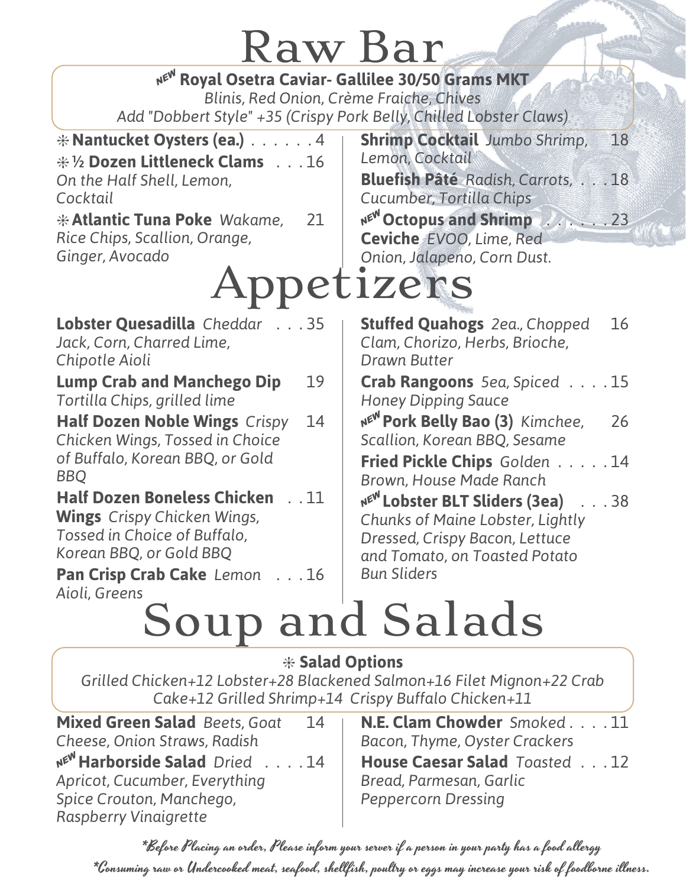# Raw Bar

**NEW Royal Osetra Caviar- Gallilee 30/50 Grams MKT**
*Blinis, Red Onion, Crème Fraiche, Chives*
*Add "Dobbert Style" +35 (Crispy Pork Belly, Chilled Lobster Claws)*

❄ **Nantucket Oysters (ea.)** . . . . . . 4

❄ **½ Dozen Littleneck Clams** . . . 16
*On the Half Shell, Lemon, Cocktail*

❄ **Atlantic Tuna Poke** *Wakame, Rice Chips, Scallion, Orange, Ginger, Avocado* 21

**Shrimp Cocktail** *Jumbo Shrimp, Lemon, Cocktail* 18

**Bluefish Pâté** *Radish, Carrots, Cucumber, Tortilla Chips* . . . 18

**NEW Octopus and Shrimp Ceviche** *EVOO, Lime, Red Onion, Jalapeno, Corn Dust.* . . . . . . 23

# Appetizers

**Lobster Quesadilla** *Cheddar Jack, Corn, Charred Lime, Chipotle Aioli* . . . 35

**Lump Crab and Manchego Dip** 19
*Tortilla Chips, grilled lime*

**Half Dozen Noble Wings** *Crispy Chicken Wings, Tossed in Choice of Buffalo, Korean BBQ, or Gold BBQ* 14

**Half Dozen Boneless Chicken Wings** *Crispy Chicken Wings, Tossed in Choice of Buffalo, Korean BBQ, or Gold BBQ* . . 11

**Pan Crisp Crab Cake** *Lemon Aioli, Greens* . . . 16

**Stuffed Quahogs** *2ea., Chopped Clam, Chorizo, Herbs, Brioche, Drawn Butter* 16

**Crab Rangoons** *5ea, Spiced Honey Dipping Sauce* . . . . 15

**NEW Pork Belly Bao (3)** *Kimchee, Scallion, Korean BBQ, Sesame* 26

**Fried Pickle Chips** *Golden Brown, House Made Ranch* . . . . . 14

**NEW Lobster BLT Sliders (3ea)** . . . 38
*Chunks of Maine Lobster, Lightly Dressed, Crispy Bacon, Lettuce and Tomato, on Toasted Potato Bun Sliders*

# Soup and Salads

❄ **Salad Options**
*Grilled Chicken+12 Lobster+28 Blackened Salmon+16 Filet Mignon+22 Crab Cake+12 Grilled Shrimp+14 Crispy Buffalo Chicken+11*

**Mixed Green Salad** *Beets, Goat Cheese, Onion Straws, Radish* 14

**NEW Harborside Salad** *Dried Apricot, Cucumber, Everything Spice Crouton, Manchego, Raspberry Vinaigrette* . . . . 14

**N.E. Clam Chowder** *Smoked Bacon, Thyme, Oyster Crackers* . . . . 11

**House Caesar Salad** *Toasted Bread, Parmesan, Garlic Peppercorn Dressing* . . . 12

*Before Placing an order, Please inform your server if a person in your party has a food allergy

*Consuming raw or Undercooked meat, seafood, shellfish, poultry or eggs may increase your risk of foodborne illness.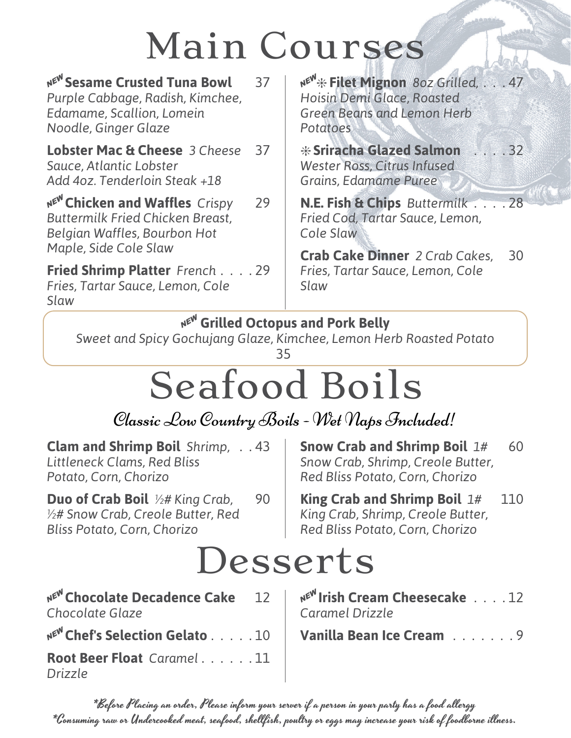# Main Courses

**NEW Sesame Crusted Tuna Bowl** 37
*Purple Cabbage, Radish, Kimchee, Edamame, Scallion, Lomein Noodle, Ginger Glaze*

**Lobster Mac & Cheese** *3 Cheese Sauce, Atlantic Lobster* 37
*Add 4oz. Tenderloin Steak +18*

**NEW Chicken and Waffles** *Crispy Buttermilk Fried Chicken Breast, Belgian Waffles, Bourbon Hot Maple, Side Cole Slaw* 29

**Fried Shrimp Platter** *French Fries, Tartar Sauce, Lemon, Cole Slaw* 29

**NEW ✳ Filet Mignon** *8oz Grilled, Hoisin Demi Glace, Roasted Green Beans and Lemon Herb Potatoes* 47

**✳ Sriracha Glazed Salmon** *Wester Ross, Citrus Infused Grains, Edamame Puree* 32

**N.E. Fish & Chips** *Buttermilk Fried Cod, Tartar Sauce, Lemon, Cole Slaw* 28

**Crab Cake Dinner** *2 Crab Cakes, Fries, Tartar Sauce, Lemon, Cole Slaw* 30

**NEW Grilled Octopus and Pork Belly**
*Sweet and Spicy Gochujang Glaze, Kimchee, Lemon Herb Roasted Potato*
35

# Seafood Boils

## Classic Low Country Boils - Wet Naps Included!

**Clam and Shrimp Boil** *Shrimp, Littleneck Clams, Red Bliss Potato, Corn, Chorizo* 43

**Duo of Crab Boil** *½# King Crab, ½# Snow Crab, Creole Butter, Red Bliss Potato, Corn, Chorizo* 90

**Snow Crab and Shrimp Boil** *1# Snow Crab, Shrimp, Creole Butter, Red Bliss Potato, Corn, Chorizo* 60

**King Crab and Shrimp Boil** *1# King Crab, Shrimp, Creole Butter, Red Bliss Potato, Corn, Chorizo* 110

# Desserts

**NEW Chocolate Decadence Cake** *Chocolate Glaze* 12

**NEW Chef's Selection Gelato** 10

**Root Beer Float** *Caramel Drizzle* 11

**NEW Irish Cream Cheesecake** *Caramel Drizzle* 12

**Vanilla Bean Ice Cream** 9

*Before Placing an order, Please inform your server if a person in your party has a food allergy
*Consuming raw or Undercooked meat, seafood, shellfish, poultry or eggs may increase your risk of foodborne illness.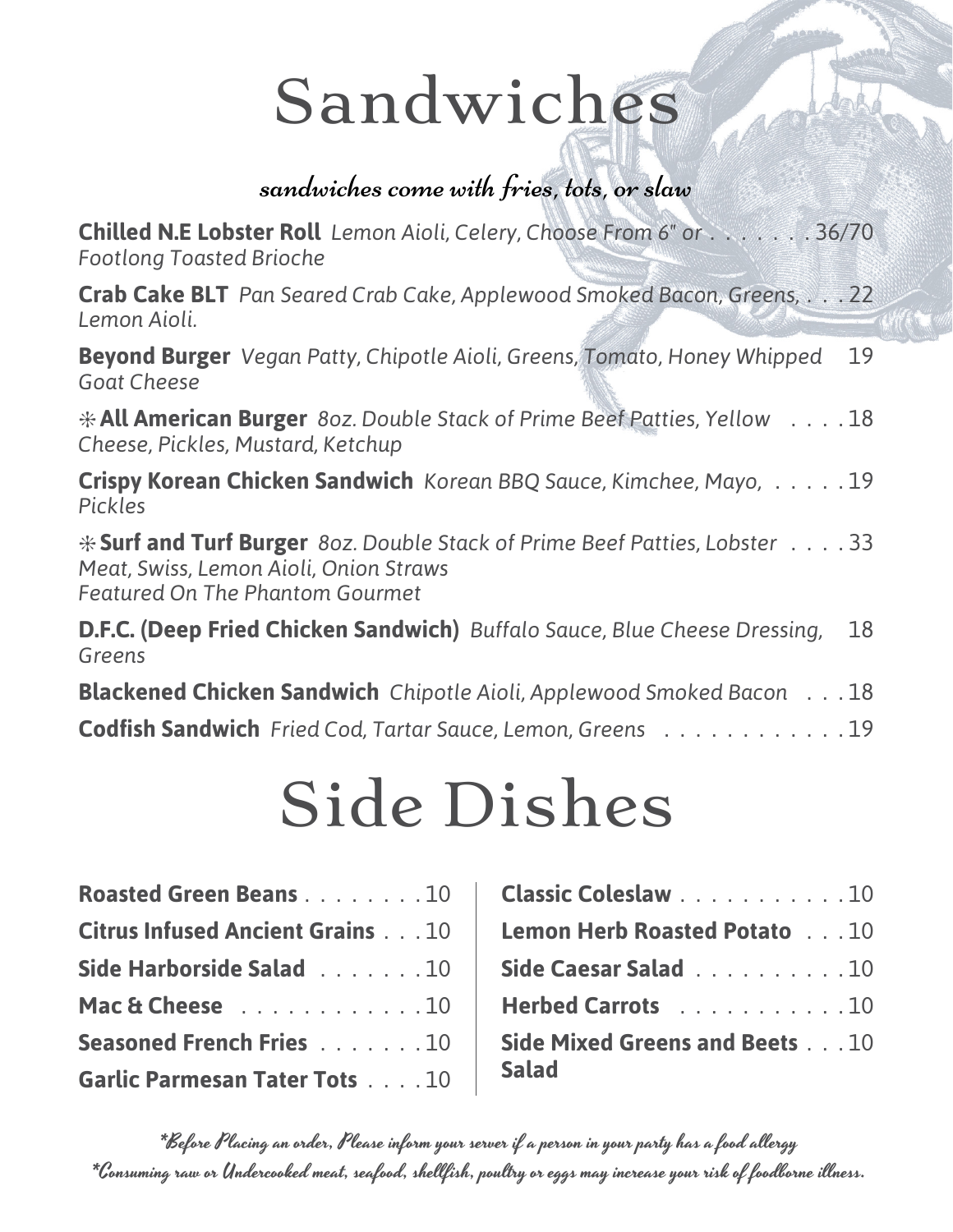# Sandwiches

***sandwiches come with fries, tots, or slaw***

**Chilled N.E Lobster Roll** *Lemon Aioli, Celery, Choose From 6" or Footlong Toasted Brioche* . . . . . . . 36/70

**Crab Cake BLT** *Pan Seared Crab Cake, Applewood Smoked Bacon, Greens, Lemon Aioli.* . . . 22

**Beyond Burger** *Vegan Patty, Chipotle Aioli, Greens, Tomato, Honey Whipped Goat Cheese* 19

⁎ **All American Burger** *8oz. Double Stack of Prime Beef Patties, Yellow Cheese, Pickles, Mustard, Ketchup* . . . . 18

**Crispy Korean Chicken Sandwich** *Korean BBQ Sauce, Kimchee, Mayo, Pickles* . . . . . 19

⁎ **Surf and Turf Burger** *8oz. Double Stack of Prime Beef Patties, Lobster Meat, Swiss, Lemon Aioli, Onion Straws* . . . . 33
*Featured On The Phantom Gourmet*

**D.F.C. (Deep Fried Chicken Sandwich)** *Buffalo Sauce, Blue Cheese Dressing, Greens* 18

**Blackened Chicken Sandwich** *Chipotle Aioli, Applewood Smoked Bacon* . . . 18

**Codfish Sandwich** *Fried Cod, Tartar Sauce, Lemon, Greens* . . . . . . . . . . . . 19

# Side Dishes

**Roasted Green Beans** . . . . . . . . 10

**Citrus Infused Ancient Grains** . . . 10

**Side Harborside Salad** . . . . . . . 10

**Mac & Cheese** . . . . . . . . . . . . 10

**Seasoned French Fries** . . . . . . . 10

**Garlic Parmesan Tater Tots** . . . . 10

**Classic Coleslaw** . . . . . . . . . . . 10

**Lemon Herb Roasted Potato** . . . 10

**Side Caesar Salad** . . . . . . . . . . 10

**Herbed Carrots** . . . . . . . . . . . 10

**Side Mixed Greens and Beets Salad** . . . 10

*Before Placing an order, Please inform your server if a person in your party has a food allergy

*Consuming raw or Undercooked meat, seafood, shellfish, poultry or eggs may increase your risk of foodborne illness.